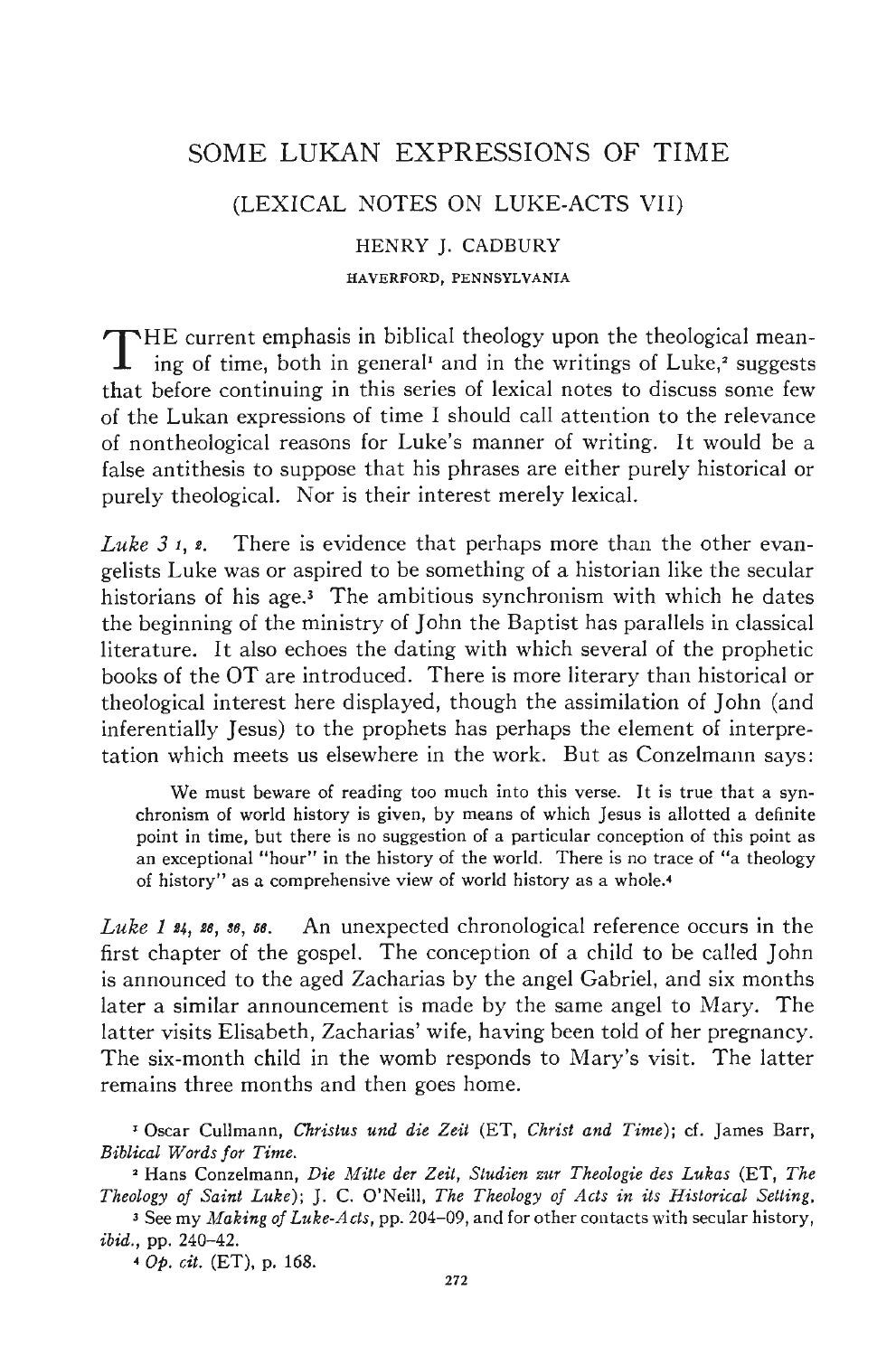# SOME LUKAN EXPRESSIONS OF TIME

## (LEXICAL NOTES ON LUKE-ACTS VII)

### HENRY J. CADBURY

HAVERFORD, PENNSYLVANIA

THE current emphasis in biblical theology upon the theological meaning of time, both in general[1] and in the writings of Luke,[2] suggests that before continuing in this series of lexical notes to discuss some few of the Lukan expressions of time I should call attention to the relevance of nontheological reasons for Luke's manner of writing. It would be a false antithesis to suppose that his phrases are either purely historical or purely theological. Nor is their interest merely lexical.

*Luke 3 1, 2.* There is evidence that perhaps more than the other evangelists Luke was or aspired to be something of a historian like the secular historians of his age.[3] The ambitious synchronism with which he dates the beginning of the ministry of John the Baptist has parallels in classical literature. It also echoes the dating with which several of the prophetic books of the OT are introduced. There is more literary than historical or theological interest here displayed, though the assimilation of John (and inferentially Jesus) to the prophets has perhaps the element of interpretation which meets us elsewhere in the work. But as Conzelmann says:

> We must beware of reading too much into this verse. It is true that a synchronism of world history is given, by means of which Jesus is allotted a definite point in time, but there is no suggestion of a particular conception of this point as an exceptional "hour" in the history of the world. There is no trace of "a theology of history" as a comprehensive view of world history as a whole.[4]

*Luke 1 24, 26, 36, 56.* An unexpected chronological reference occurs in the first chapter of the gospel. The conception of a child to be called John is announced to the aged Zacharias by the angel Gabriel, and six months later a similar announcement is made by the same angel to Mary. The latter visits Elisabeth, Zacharias' wife, having been told of her pregnancy. The six-month child in the womb responds to Mary's visit. The latter remains three months and then goes home.

[1] Oscar Cullmann, *Christus und die Zeit* (ET, *Christ and Time*); cf. James Barr, *Biblical Words for Time.*

[2] Hans Conzelmann, *Die Mitte der Zeit, Studien zur Theologie des Lukas* (ET, *The Theology of Saint Luke*); J. C. O'Neill, *The Theology of Acts in its Historical Setting.*

[3] See my *Making of Luke-Acts*, pp. 204–09, and for other contacts with secular history, *ibid.*, pp. 240–42.

[4] *Op. cit.* (ET), p. 168.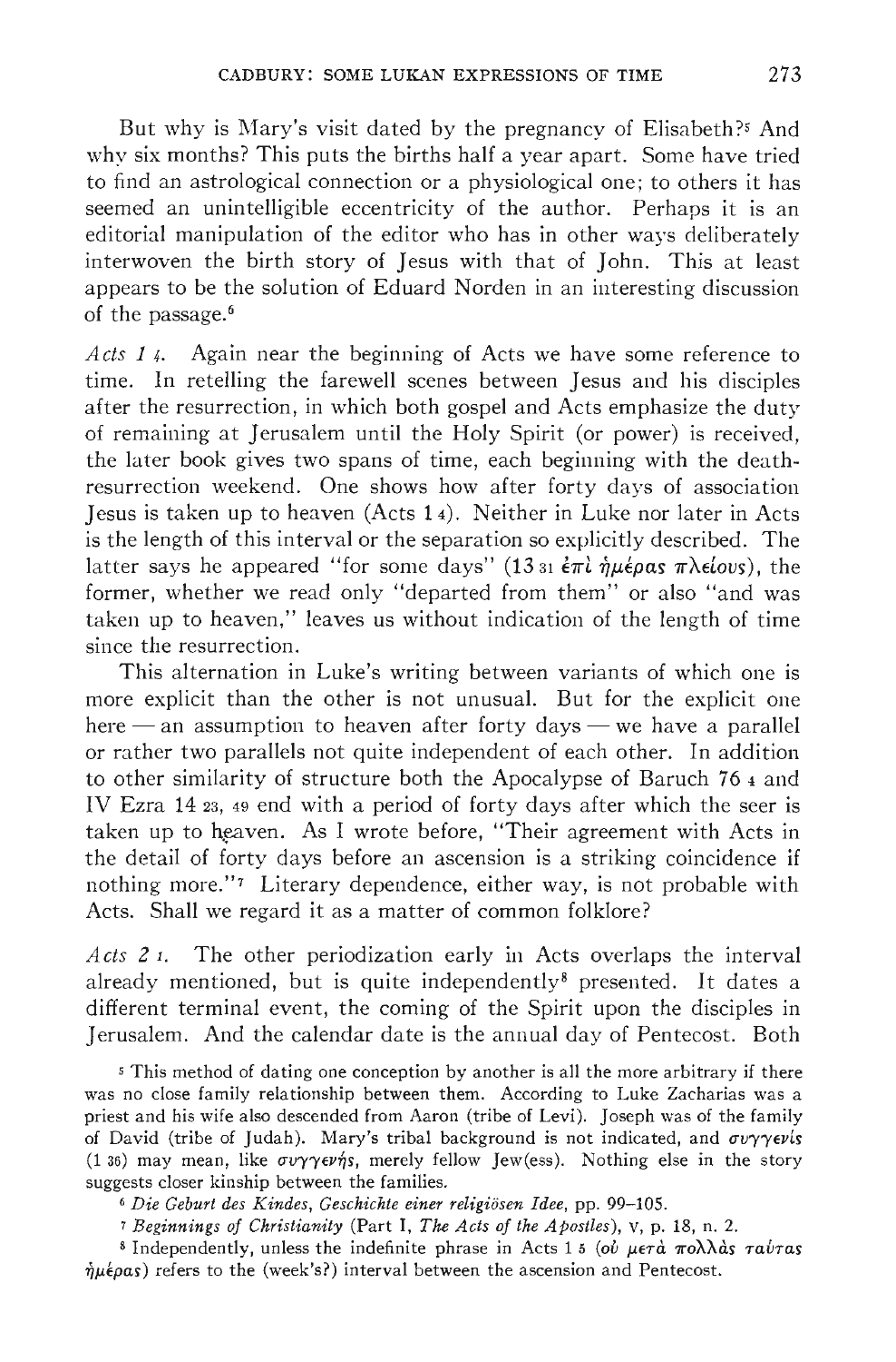But why is Mary's visit dated by the pregnancy of Elisabeth?[5] And why six months? This puts the births half a year apart. Some have tried to find an astrological connection or a physiological one; to others it has seemed an unintelligible eccentricity of the author. Perhaps it is an editorial manipulation of the editor who has in other ways deliberately interwoven the birth story of Jesus with that of John. This at least appears to be the solution of Eduard Norden in an interesting discussion of the passage.[6]

*Acts 1 4.* Again near the beginning of Acts we have some reference to time. In retelling the farewell scenes between Jesus and his disciples after the resurrection, in which both gospel and Acts emphasize the duty of remaining at Jerusalem until the Holy Spirit (or power) is received, the later book gives two spans of time, each beginning with the death-resurrection weekend. One shows how after forty days of association Jesus is taken up to heaven (Acts 1 4). Neither in Luke nor later in Acts is the length of this interval or the separation so explicitly described. The latter says he appeared "for some days" (13 31 ἐπὶ ἡμέρας πλείους), the former, whether we read only "departed from them" or also "and was taken up to heaven," leaves us without indication of the length of time since the resurrection.

This alternation in Luke's writing between variants of which one is more explicit than the other is not unusual. But for the explicit one here — an assumption to heaven after forty days — we have a parallel or rather two parallels not quite independent of each other. In addition to other similarity of structure both the Apocalypse of Baruch 76 4 and IV Ezra 14 23, 49 end with a period of forty days after which the seer is taken up to heaven. As I wrote before, "Their agreement with Acts in the detail of forty days before an ascension is a striking coincidence if nothing more."[7] Literary dependence, either way, is not probable with Acts. Shall we regard it as a matter of common folklore?

*Acts 2 1.* The other periodization early in Acts overlaps the interval already mentioned, but is quite independently[8] presented. It dates a different terminal event, the coming of the Spirit upon the disciples in Jerusalem. And the calendar date is the annual day of Pentecost. Both

[5] This method of dating one conception by another is all the more arbitrary if there was no close family relationship between them. According to Luke Zacharias was a priest and his wife also descended from Aaron (tribe of Levi). Joseph was of the family of David (tribe of Judah). Mary's tribal background is not indicated, and συγγενίς (1 36) may mean, like συγγενής, merely fellow Jew(ess). Nothing else in the story suggests closer kinship between the families.

[6] *Die Geburt des Kindes, Geschichte einer religiösen Idee*, pp. 99–105.

[7] *Beginnings of Christianity* (Part I, *The Acts of the Apostles*), v, p. 18, n. 2.

[8] Independently, unless the indefinite phrase in Acts 1 5 (οὐ μετὰ πολλὰς ταύτας ἡμέρας) refers to the (week's?) interval between the ascension and Pentecost.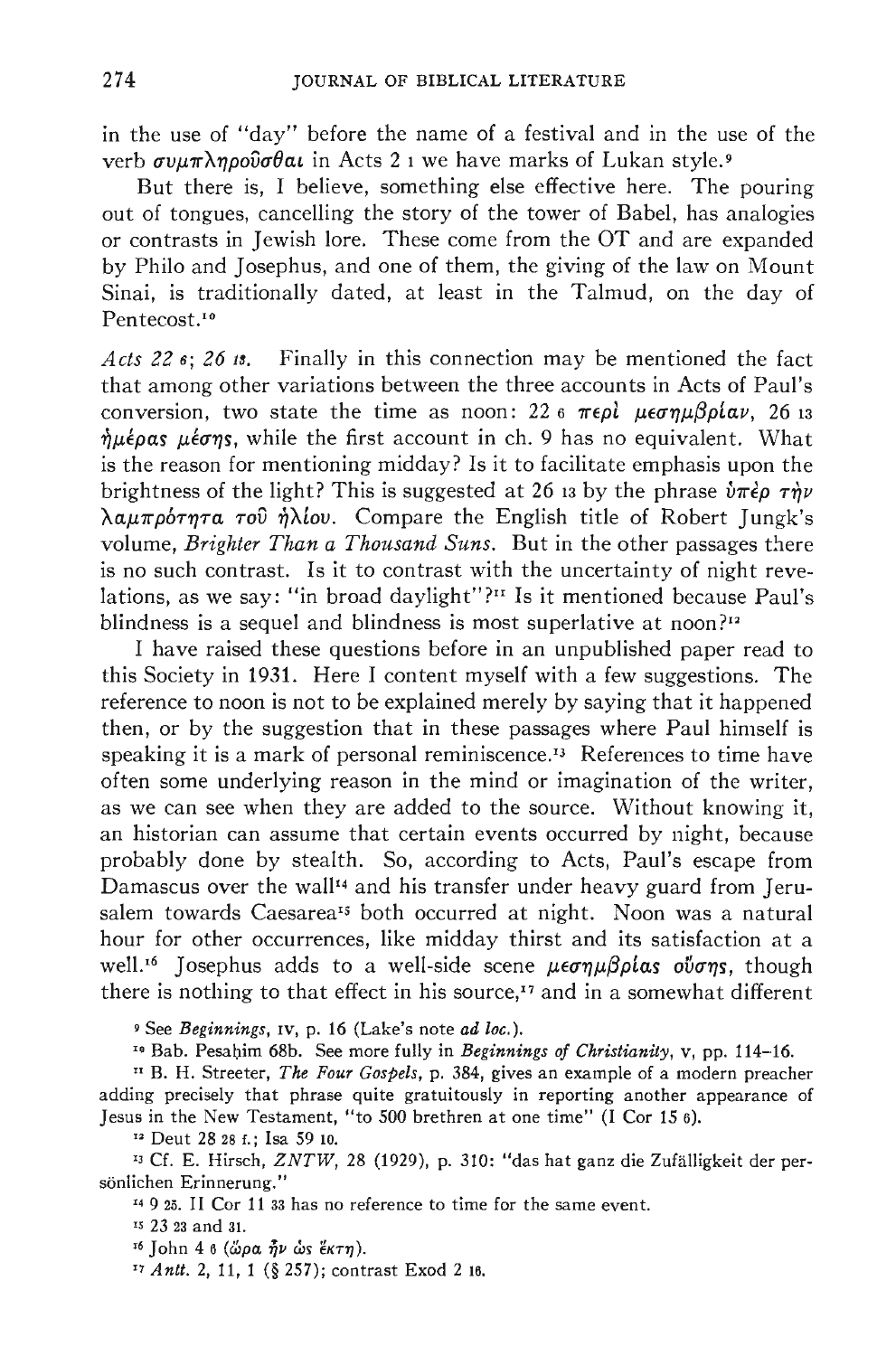in the use of "day" before the name of a festival and in the use of the verb συμπληροῦσθαι in Acts 2 1 we have marks of Lukan style.[9]

But there is, I believe, something else effective here. The pouring out of tongues, cancelling the story of the tower of Babel, has analogies or contrasts in Jewish lore. These come from the OT and are expanded by Philo and Josephus, and one of them, the giving of the law on Mount Sinai, is traditionally dated, at least in the Talmud, on the day of Pentecost.[10]

*Acts 22 6; 26 13.* Finally in this connection may be mentioned the fact that among other variations between the three accounts in Acts of Paul's conversion, two state the time as noon: 22 6 περὶ μεσημβρίαν, 26 13 ἡμέρας μέσης, while the first account in ch. 9 has no equivalent. What is the reason for mentioning midday? Is it to facilitate emphasis upon the brightness of the light? This is suggested at 26 13 by the phrase ὑπὲρ τὴν λαμπρότητα τοῦ ἡλίου. Compare the English title of Robert Jungk's volume, *Brighter Than a Thousand Suns.* But in the other passages there is no such contrast. Is it to contrast with the uncertainty of night revelations, as we say: "in broad daylight"?[11] Is it mentioned because Paul's blindness is a sequel and blindness is most superlative at noon?[12]

I have raised these questions before in an unpublished paper read to this Society in 1931. Here I content myself with a few suggestions. The reference to noon is not to be explained merely by saying that it happened then, or by the suggestion that in these passages where Paul himself is speaking it is a mark of personal reminiscence.[13] References to time have often some underlying reason in the mind or imagination of the writer, as we can see when they are added to the source. Without knowing it, an historian can assume that certain events occurred by night, because probably done by stealth. So, according to Acts, Paul's escape from Damascus over the wall[14] and his transfer under heavy guard from Jerusalem towards Caesarea[15] both occurred at night. Noon was a natural hour for other occurrences, like midday thirst and its satisfaction at a well.[16] Josephus adds to a well-side scene μεσημβρίας οὔσης, though there is nothing to that effect in his source,[17] and in a somewhat different

[9] See *Beginnings*, IV, p. 16 (Lake's note *ad loc.*).

[10] Bab. Pesaḥim 68b. See more fully in *Beginnings of Christianity*, V, pp. 114–16.

[11] B. H. Streeter, *The Four Gospels*, p. 384, gives an example of a modern preacher adding precisely that phrase quite gratuitously in reporting another appearance of Jesus in the New Testament, "to 500 brethren at one time" (I Cor 15 6).

[12] Deut 28 28 f.; Isa 59 10.

[13] Cf. E. Hirsch, *ZNTW*, 28 (1929), p. 310: "das hat ganz die Zufälligkeit der persönlichen Erinnerung."

[14] 9 25. II Cor 11 33 has no reference to time for the same event.

[15] 23 23 and 31.

[16] John 4 6 (ὥρα ἦν ὡς ἕκτη).

[17] *Antt.* 2, 11, 1 (§ 257); contrast Exod 2 16.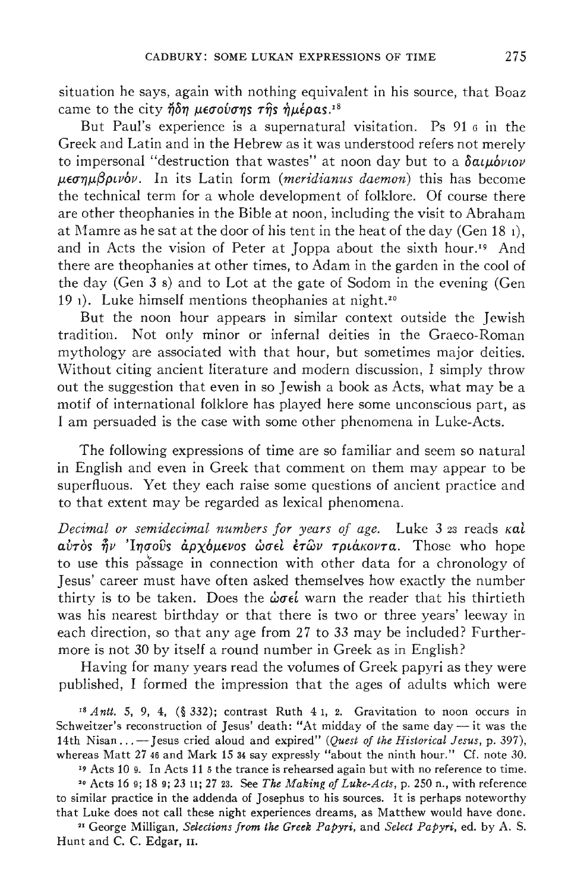situation he says, again with nothing equivalent in his source, that Boaz came to the city ἤδη μεσούσης τῆς ἡμέρας.[18]

But Paul's experience is a supernatural visitation. Ps 91 6 in the Greek and Latin and in the Hebrew as it was understood refers not merely to impersonal "destruction that wastes" at noon day but to a δαιμόνιον μεσημβρινόν. In its Latin form (*meridianus daemon*) this has become the technical term for a whole development of folklore. Of course there are other theophanies in the Bible at noon, including the visit to Abraham at Mamre as he sat at the door of his tent in the heat of the day (Gen 18 1), and in Acts the vision of Peter at Joppa about the sixth hour.[19] And there are theophanies at other times, to Adam in the garden in the cool of the day (Gen 3 8) and to Lot at the gate of Sodom in the evening (Gen 19 1). Luke himself mentions theophanies at night.[20]

But the noon hour appears in similar context outside the Jewish tradition. Not only minor or infernal deities in the Graeco-Roman mythology are associated with that hour, but sometimes major deities. Without citing ancient literature and modern discussion, I simply throw out the suggestion that even in so Jewish a book as Acts, what may be a motif of international folklore has played here some unconscious part, as I am persuaded is the case with some other phenomena in Luke-Acts.

The following expressions of time are so familiar and seem so natural in English and even in Greek that comment on them may appear to be superfluous. Yet they each raise some questions of ancient practice and to that extent may be regarded as lexical phenomena.

*Decimal or semidecimal numbers for years of age.* Luke 3 23 reads καὶ αὐτὸς ἦν Ἰησοῦς ἀρχόμενος ὡσεὶ ἐτῶν τριάκοντα. Those who hope to use this passage in connection with other data for a chronology of Jesus' career must have often asked themselves how exactly the number thirty is to be taken. Does the ὡσεί warn the reader that his thirtieth was his nearest birthday or that there is two or three years' leeway in each direction, so that any age from 27 to 33 may be included? Furthermore is not 30 by itself a round number in Greek as in English?

Having for many years read the volumes of Greek papyri as they were published, I formed the impression that the ages of adults which were

[18] *Antt.* 5, 9, 4, (§ 332); contrast Ruth 4 1, 2. Gravitation to noon occurs in Schweitzer's reconstruction of Jesus' death: "At midday of the same day — it was the 14th Nisan . . . — Jesus cried aloud and expired" (*Quest of the Historical Jesus*, p. 397), whereas Matt 27 46 and Mark 15 34 say expressly "about the ninth hour." Cf. note 30.

[19] Acts 10 9. In Acts 11 5 the trance is rehearsed again but with no reference to time.

[20] Acts 16 9; 18 9; 23 11; 27 23. See *The Making of Luke-Acts*, p. 250 n., with reference to similar practice in the addenda of Josephus to his sources. It is perhaps noteworthy that Luke does not call these night experiences dreams, as Matthew would have done.

[21] George Milligan, *Selections from the Greek Papyri*, and *Select Papyri*, ed. by A. S. Hunt and C. C. Edgar, II.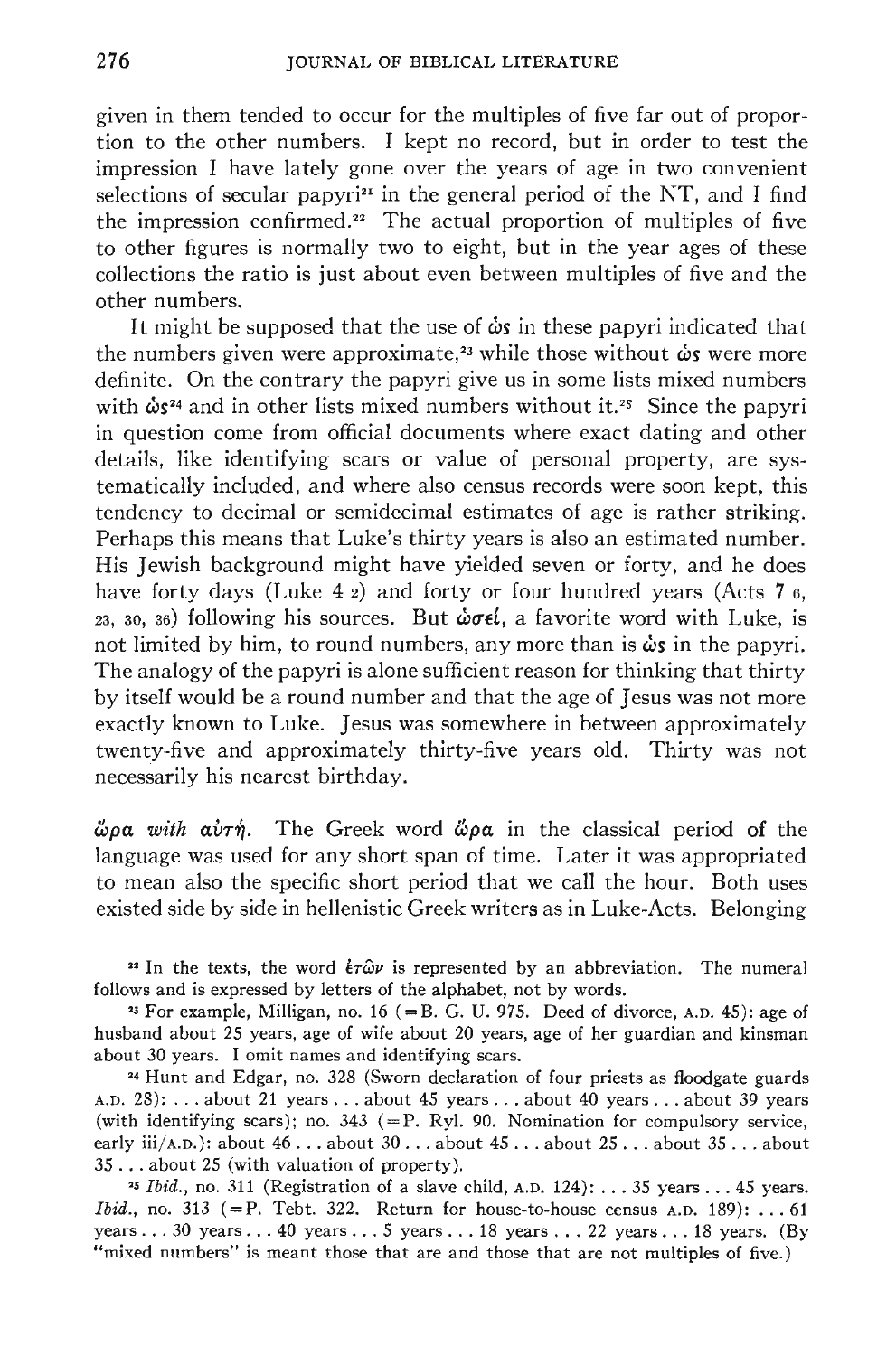given in them tended to occur for the multiples of five far out of proportion to the other numbers. I kept no record, but in order to test the impression I have lately gone over the years of age in two convenient selections of secular papyri[21] in the general period of the NT, and I find the impression confirmed.[22] The actual proportion of multiples of five to other figures is normally two to eight, but in the year ages of these collections the ratio is just about even between multiples of five and the other numbers.

It might be supposed that the use of ὡς in these papyri indicated that the numbers given were approximate,[23] while those without ὡς were more definite. On the contrary the papyri give us in some lists mixed numbers with ὡς[24] and in other lists mixed numbers without it.[25] Since the papyri in question come from official documents where exact dating and other details, like identifying scars or value of personal property, are systematically included, and where also census records were soon kept, this tendency to decimal or semidecimal estimates of age is rather striking. Perhaps this means that Luke's thirty years is also an estimated number. His Jewish background might have yielded seven or forty, and he does have forty days (Luke 4 2) and forty or four hundred years (Acts 7 6, 23, 30, 36) following his sources. But ὡσεί, a favorite word with Luke, is not limited by him, to round numbers, any more than is ὡς in the papyri. The analogy of the papyri is alone sufficient reason for thinking that thirty by itself would be a round number and that the age of Jesus was not more exactly known to Luke. Jesus was somewhere in between approximately twenty-five and approximately thirty-five years old. Thirty was not necessarily his nearest birthday.

*ὥρα with αὐτῇ.* The Greek word ὥρα in the classical period of the language was used for any short span of time. Later it was appropriated to mean also the specific short period that we call the hour. Both uses existed side by side in hellenistic Greek writers as in Luke-Acts. Belonging

[22] In the texts, the word ἐτῶν is represented by an abbreviation. The numeral follows and is expressed by letters of the alphabet, not by words.

[23] For example, Milligan, no. 16 (= B. G. U. 975. Deed of divorce, A.D. 45): age of husband about 25 years, age of wife about 20 years, age of her guardian and kinsman about 30 years. I omit names and identifying scars.

[24] Hunt and Edgar, no. 328 (Sworn declaration of four priests as floodgate guards A.D. 28): . . . about 21 years . . . about 45 years . . . about 40 years . . . about 39 years (with identifying scars); no. 343 (= P. Ryl. 90. Nomination for compulsory service, early iii/A.D.): about 46 . . . about 30 . . . about 45 . . . about 25 . . . about 35 . . . about 35 . . . about 25 (with valuation of property).

[25] *Ibid.*, no. 311 (Registration of a slave child, A.D. 124): . . . 35 years . . . 45 years. *Ibid.*, no. 313 (= P. Tebt. 322. Return for house-to-house census A.D. 189): . . . 61 years . . . 30 years . . . 40 years . . . 5 years . . . 18 years . . . 22 years . . . 18 years. (By "mixed numbers" is meant those that are and those that are not multiples of five.)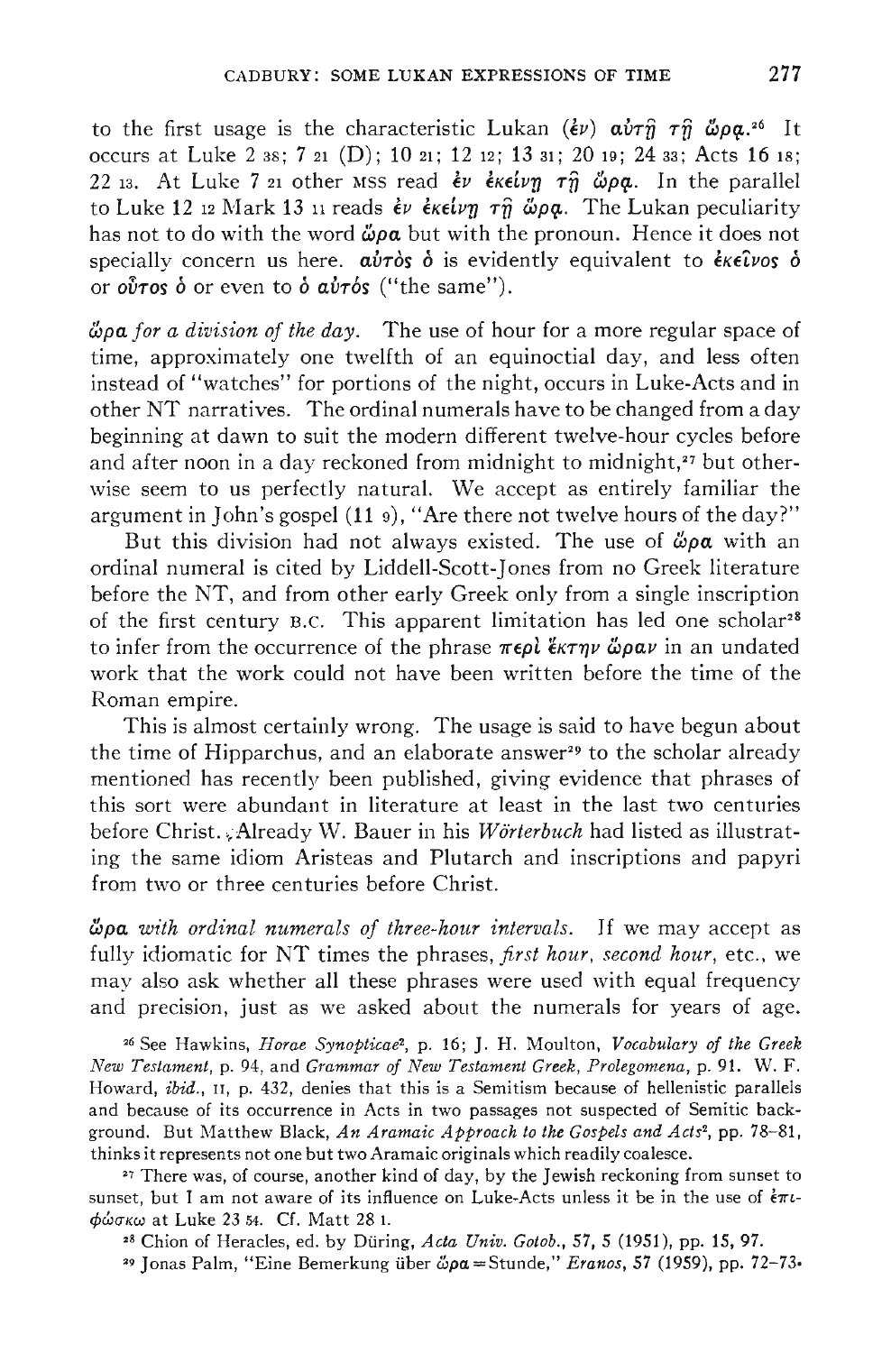to the first usage is the characteristic Lukan (ἐν) αὐτῇ τῇ ὥρᾳ.[26] It occurs at Luke 2 38; 7 21 (D); 10 21; 12 12; 13 31; 20 19; 24 33; Acts 16 18; 22 13. At Luke 7 21 other MSS read ἐν ἐκείνῃ τῇ ὥρᾳ. In the parallel to Luke 12 12 Mark 13 11 reads ἐν ἐκείνῃ τῇ ὥρᾳ. The Lukan peculiarity has not to do with the word ὥρα but with the pronoun. Hence it does not specially concern us here. **αὐτὸς ὁ** is evidently equivalent to **ἐκεῖνος ὁ** or **οὗτος ὁ** or even to **ὁ αὐτός** ("the same").

*ὥρα for a division of the day.* The use of hour for a more regular space of time, approximately one twelfth of an equinoctial day, and less often instead of "watches" for portions of the night, occurs in Luke-Acts and in other NT narratives. The ordinal numerals have to be changed from a day beginning at dawn to suit the modern different twelve-hour cycles before and after noon in a day reckoned from midnight to midnight,[27] but otherwise seem to us perfectly natural. We accept as entirely familiar the argument in John's gospel (11 9), "Are there not twelve hours of the day?"

But this division had not always existed. The use of ὥρα with an ordinal numeral is cited by Liddell-Scott-Jones from no Greek literature before the NT, and from other early Greek only from a single inscription of the first century B.C. This apparent limitation has led one scholar[28] to infer from the occurrence of the phrase περὶ ἕκτην ὥραν in an undated work that the work could not have been written before the time of the Roman empire.

This is almost certainly wrong. The usage is said to have begun about the time of Hipparchus, and an elaborate answer[29] to the scholar already mentioned has recently been published, giving evidence that phrases of this sort were abundant in literature at least in the last two centuries before Christ. Already W. Bauer in his *Wörterbuch* had listed as illustrating the same idiom Aristeas and Plutarch and inscriptions and papyri from two or three centuries before Christ.

*ὥρα with ordinal numerals of three-hour intervals.* If we may accept as fully idiomatic for NT times the phrases, *first hour, second hour,* etc., we may also ask whether all these phrases were used with equal frequency and precision, just as we asked about the numerals for years of age.

[26] See Hawkins, *Horae Synopticae*², p. 16; J. H. Moulton, *Vocabulary of the Greek New Testament*, p. 94, and *Grammar of New Testament Greek, Prolegomena*, p. 91. W. F. Howard, *ibid.*, II, p. 432, denies that this is a Semitism because of hellenistic parallels and because of its occurrence in Acts in two passages not suspected of Semitic background. But Matthew Black, *An Aramaic Approach to the Gospels and Acts*², pp. 78–81, thinks it represents not one but two Aramaic originals which readily coalesce.

[27] There was, of course, another kind of day, by the Jewish reckoning from sunset to sunset, but I am not aware of its influence on Luke-Acts unless it be in the use of ἐπιφώσκω at Luke 23 54. Cf. Matt 28 1.

[28] Chion of Heracles, ed. by Düring, *Acta Univ. Gotob.*, 57, 5 (1951), pp. 15, 97.

[29] Jonas Palm, "Eine Bemerkung über ὥρα = Stunde," *Eranos*, 57 (1959), pp. 72–73.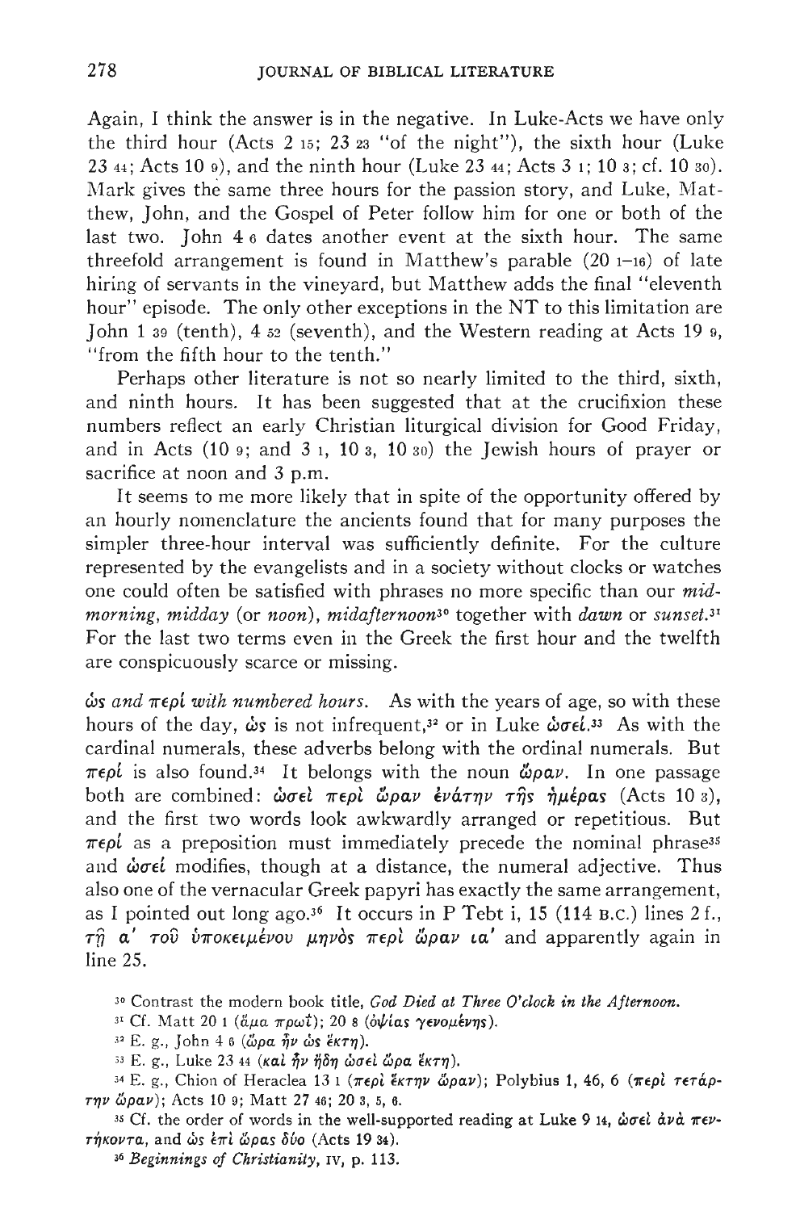Again, I think the answer is in the negative. In Luke-Acts we have only the third hour (Acts 2 15; 23 23 "of the night"), the sixth hour (Luke 23 44; Acts 10 9), and the ninth hour (Luke 23 44; Acts 3 1; 10 3; cf. 10 30). Mark gives the same three hours for the passion story, and Luke, Matthew, John, and the Gospel of Peter follow him for one or both of the last two. John 4 6 dates another event at the sixth hour. The same threefold arrangement is found in Matthew's parable (20 1–16) of late hiring of servants in the vineyard, but Matthew adds the final "eleventh hour" episode. The only other exceptions in the NT to this limitation are John 1 39 (tenth), 4 52 (seventh), and the Western reading at Acts 19 9, "from the fifth hour to the tenth."

Perhaps other literature is not so nearly limited to the third, sixth, and ninth hours. It has been suggested that at the crucifixion these numbers reflect an early Christian liturgical division for Good Friday, and in Acts (10 9; and 3 1, 10 3, 10 30) the Jewish hours of prayer or sacrifice at noon and 3 p.m.

It seems to me more likely that in spite of the opportunity offered by an hourly nomenclature the ancients found that for many purposes the simpler three-hour interval was sufficiently definite. For the culture represented by the evangelists and in a society without clocks or watches one could often be satisfied with phrases no more specific than our *mid-morning*, *midday* (or *noon*), *midafternoon*[30] together with *dawn* or *sunset*.[31] For the last two terms even in the Greek the first hour and the twelfth are conspicuously scarce or missing.

*ὡς and περί with numbered hours.* As with the years of age, so with these hours of the day, ὡς is not infrequent,[32] or in Luke ὡσεί.[33] As with the cardinal numerals, these adverbs belong with the ordinal numerals. But περί is also found.[34] It belongs with the noun ὥραν. In one passage both are combined: **ὡσεὶ περὶ ὥραν ἐνάτην τῆς ἡμέρας** (Acts 10 3), and the first two words look awkwardly arranged or repetitious. But περί as a preposition must immediately precede the nominal phrase[35] and ὡσεί modifies, though at a distance, the numeral adjective. Thus also one of the vernacular Greek papyri has exactly the same arrangement, as I pointed out long ago.[36] It occurs in P Tebt i, 15 (114 B.C.) lines 2 f., τῇ α' τοῦ ὑποκειμένου μηνὸς περὶ ὥραν ια' and apparently again in line 25.

[30] Contrast the modern book title, *God Died at Three O'clock in the Afternoon.*

[31] Cf. Matt 20 1 (ἅμα πρωΐ); 20 8 (ὀψίας γενομένης).

[32] E. g., John 4 6 (ὥρα ἦν ὡς ἕκτη).

[33] E. g., Luke 23 44 (καὶ ἦν ἤδη ὡσεὶ ὥρα ἕκτη).

[34] E. g., Chion of Heraclea 13 1 (περὶ ἕκτην ὥραν); Polybius 1, 46, 6 (περὶ τετάρτην ὥραν); Acts 10 9; Matt 27 46; 20 3, 5, 6.

[35] Cf. the order of words in the well-supported reading at Luke 9 14, ὡσεὶ ἀνὰ πεντήκοντα, and ὡς ἐπὶ ὥρας δύο (Acts 19 34).

[36] *Beginnings of Christianity*, IV, p. 113.